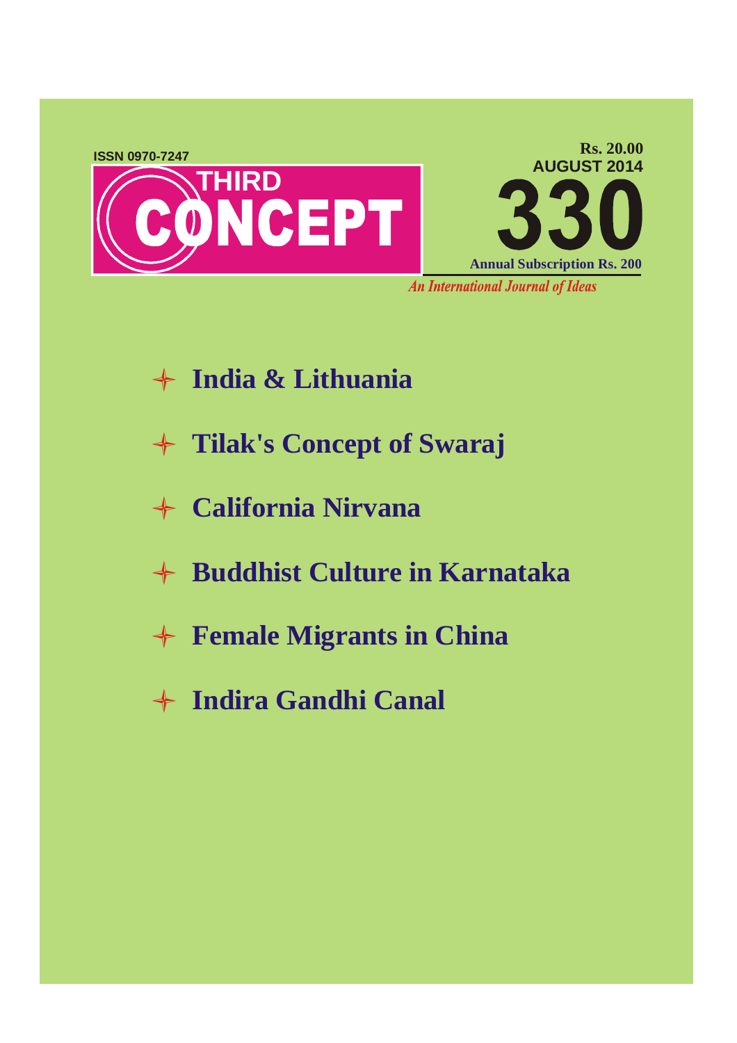ISSN 0970-7247

# THIRD CONCEPT

Rs. 20.00

AUGUST 2014

330

Annual Subscription Rs. 200

*An International Journal of Ideas*

- **India & Lithuania**
- **Tilak's Concept of Swaraj**
- **California Nirvana**
- **Buddhist Culture in Karnataka**
- **Female Migrants in China**
- **Indira Gandhi Canal**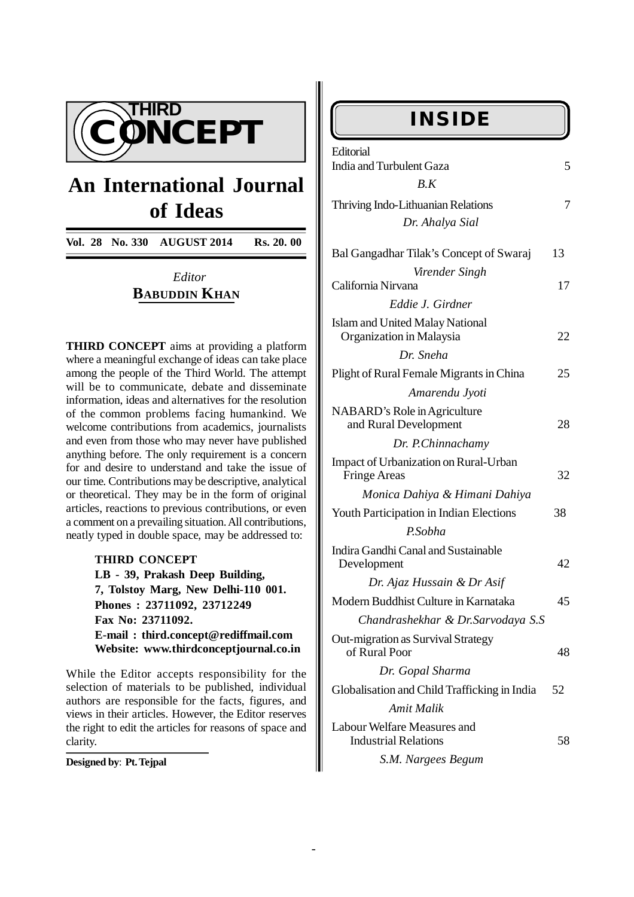# THIRD CONCEPT

## An International Journal of Ideas

**Vol. 28 No. 330 AUGUST 2014 Rs. 20. 00**

*Editor*
**BABUDDIN KHAN**

**THIRD CONCEPT** aims at providing a platform where a meaningful exchange of ideas can take place among the people of the Third World. The attempt will be to communicate, debate and disseminate information, ideas and alternatives for the resolution of the common problems facing humankind. We welcome contributions from academics, journalists and even from those who may never have published anything before. The only requirement is a concern for and desire to understand and take the issue of our time. Contributions may be descriptive, analytical or theoretical. They may be in the form of original articles, reactions to previous contributions, or even a comment on a prevailing situation. All contributions, neatly typed in double space, may be addressed to:

**THIRD CONCEPT**
**LB - 39, Prakash Deep Building,**
**7, Tolstoy Marg, New Delhi-110 001.**
**Phones : 23711092, 23712249**
**Fax No: 23711092.**
**E-mail : third.concept@rediffmail.com**
**Website: www.thirdconceptjournal.co.in**

While the Editor accepts responsibility for the selection of materials to be published, individual authors are responsible for the facts, figures, and views in their articles. However, the Editor reserves the right to edit the articles for reasons of space and clarity.

**Designed by**: **Pt. Tejpal**

## INSIDE

| | |
|---|---|
| Editorial<br>India and Turbulent Gaza<br>*B.K* | 5 |
| Thriving Indo-Lithuanian Relations<br>*Dr. Ahalya Sial* | 7 |
| Bal Gangadhar Tilak's Concept of Swaraj<br>*Virender Singh* | 13 |
| California Nirvana<br>*Eddie J. Girdner* | 17 |
| Islam and United Malay National Organization in Malaysia<br>*Dr. Sneha* | 22 |
| Plight of Rural Female Migrants in China<br>*Amarendu Jyoti* | 25 |
| NABARD's Role in Agriculture and Rural Development<br>*Dr. P.Chinnachamy* | 28 |
| Impact of Urbanization on Rural-Urban Fringe Areas<br>*Monica Dahiya & Himani Dahiya* | 32 |
| Youth Participation in Indian Elections<br>*P.Sobha* | 38 |
| Indira Gandhi Canal and Sustainable Development<br>*Dr. Ajaz Hussain & Dr Asif* | 42 |
| Modern Buddhist Culture in Karnataka<br>*Chandrashekhar & Dr.Sarvodaya S.S* | 45 |
| Out-migration as Survival Strategy of Rural Poor<br>*Dr. Gopal Sharma* | 48 |
| Globalisation and Child Trafficking in India<br>*Amit Malik* | 52 |
| Labour Welfare Measures and Industrial Relations<br>*S.M. Nargees Begum* | 58 |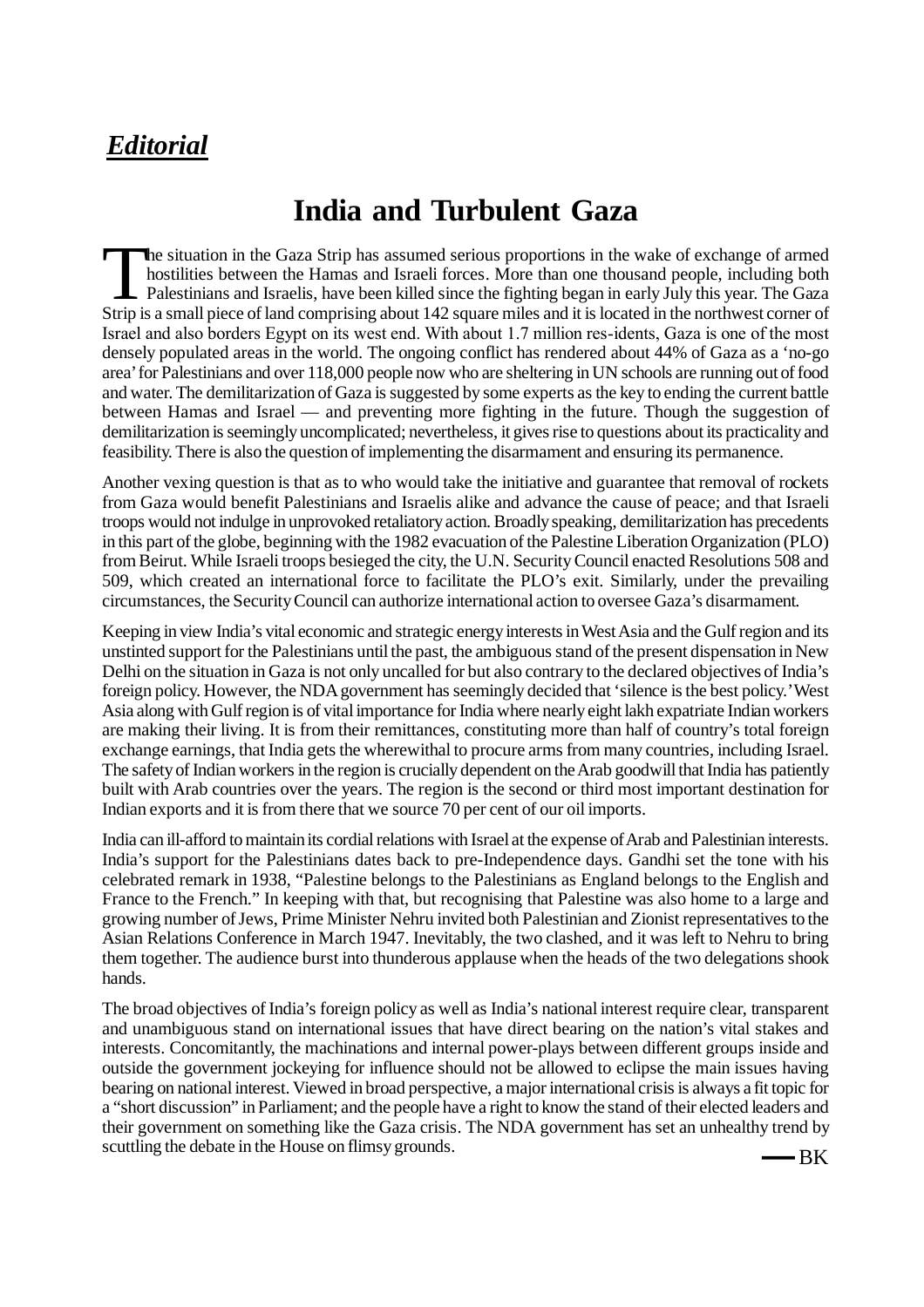## *Editorial*

# India and Turbulent Gaza

The situation in the Gaza Strip has assumed serious proportions in the wake of exchange of armed hostilities between the Hamas and Israeli forces. More than one thousand people, including both Palestinians and Israelis, have been killed since the fighting began in early July this year. The Gaza Strip is a small piece of land comprising about 142 square miles and it is located in the northwest corner of Israel and also borders Egypt on its west end. With about 1.7 million res-idents, Gaza is one of the most densely populated areas in the world. The ongoing conflict has rendered about 44% of Gaza as a 'no-go area' for Palestinians and over 118,000 people now who are sheltering in UN schools are running out of food and water. The demilitarization of Gaza is suggested by some experts as the key to ending the current battle between Hamas and Israel — and preventing more fighting in the future. Though the suggestion of demilitarization is seemingly uncomplicated; nevertheless, it gives rise to questions about its practicality and feasibility. There is also the question of implementing the disarmament and ensuring its permanence.

Another vexing question is that as to who would take the initiative and guarantee that removal of rockets from Gaza would benefit Palestinians and Israelis alike and advance the cause of peace; and that Israeli troops would not indulge in unprovoked retaliatory action. Broadly speaking, demilitarization has precedents in this part of the globe, beginning with the 1982 evacuation of the Palestine Liberation Organization (PLO) from Beirut. While Israeli troops besieged the city, the U.N. Security Council enacted Resolutions 508 and 509, which created an international force to facilitate the PLO's exit. Similarly, under the prevailing circumstances, the Security Council can authorize international action to oversee Gaza's disarmament.

Keeping in view India's vital economic and strategic energy interests in West Asia and the Gulf region and its unstinted support for the Palestinians until the past, the ambiguous stand of the present dispensation in New Delhi on the situation in Gaza is not only uncalled for but also contrary to the declared objectives of India's foreign policy. However, the NDA government has seemingly decided that 'silence is the best policy.' West Asia along with Gulf region is of vital importance for India where nearly eight lakh expatriate Indian workers are making their living. It is from their remittances, constituting more than half of country's total foreign exchange earnings, that India gets the wherewithal to procure arms from many countries, including Israel. The safety of Indian workers in the region is crucially dependent on the Arab goodwill that India has patiently built with Arab countries over the years. The region is the second or third most important destination for Indian exports and it is from there that we source 70 per cent of our oil imports.

India can ill-afford to maintain its cordial relations with Israel at the expense of Arab and Palestinian interests. India's support for the Palestinians dates back to pre-Independence days. Gandhi set the tone with his celebrated remark in 1938, "Palestine belongs to the Palestinians as England belongs to the English and France to the French." In keeping with that, but recognising that Palestine was also home to a large and growing number of Jews, Prime Minister Nehru invited both Palestinian and Zionist representatives to the Asian Relations Conference in March 1947. Inevitably, the two clashed, and it was left to Nehru to bring them together. The audience burst into thunderous applause when the heads of the two delegations shook hands.

The broad objectives of India's foreign policy as well as India's national interest require clear, transparent and unambiguous stand on international issues that have direct bearing on the nation's vital stakes and interests. Concomitantly, the machinations and internal power-plays between different groups inside and outside the government jockeying for influence should not be allowed to eclipse the main issues having bearing on national interest. Viewed in broad perspective, a major international crisis is always a fit topic for a "short discussion" in Parliament; and the people have a right to know the stand of their elected leaders and their government on something like the Gaza crisis. The NDA government has set an unhealthy trend by scuttling the debate in the House on flimsy grounds.

— BK